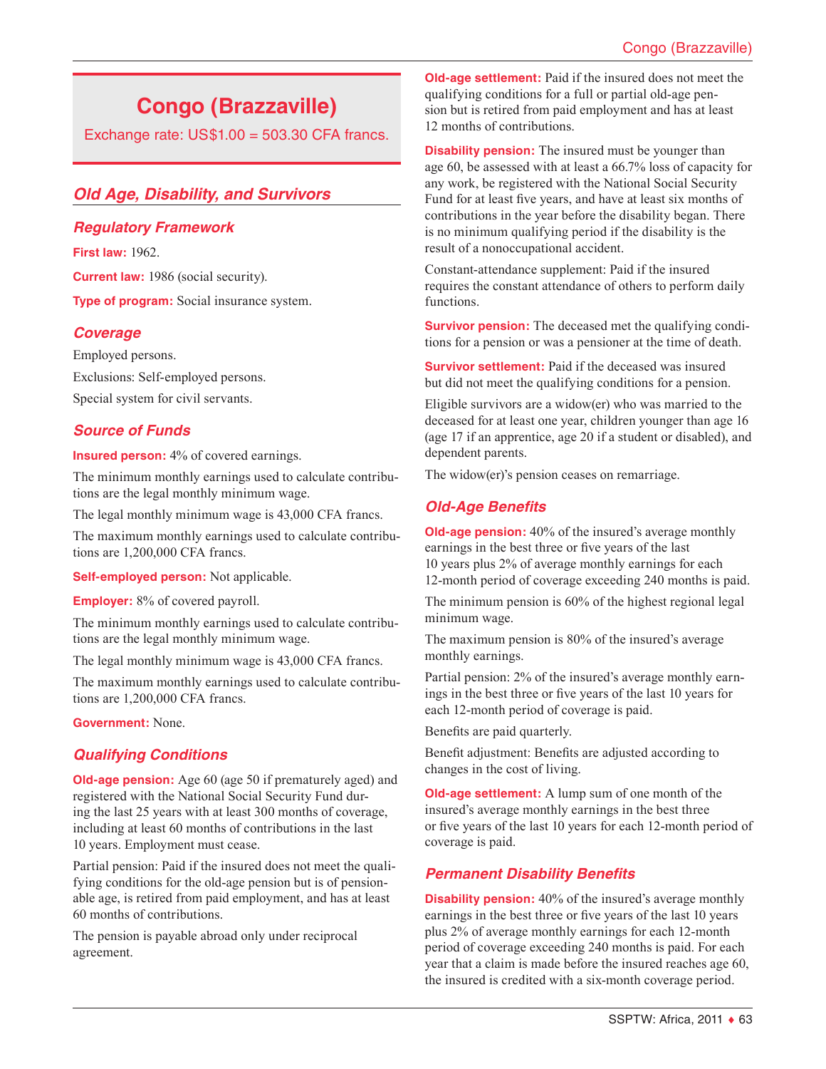# Congo (Brazzaville)

Exchange rate: US$1.00 = 503.30 CFA francs.

## Old Age, Disability, and Survivors

### Regulatory Framework

**First law:** 1962.

**Current law:** 1986 (social security).

**Type of program:** Social insurance system.

### Coverage

Employed persons.

Exclusions: Self-employed persons.

Special system for civil servants.

### Source of Funds

**Insured person:** 4% of covered earnings.

The minimum monthly earnings used to calculate contributions are the legal monthly minimum wage.

The legal monthly minimum wage is 43,000 CFA francs.

The maximum monthly earnings used to calculate contributions are 1,200,000 CFA francs.

**Self-employed person:** Not applicable.

**Employer:** 8% of covered payroll.

The minimum monthly earnings used to calculate contributions are the legal monthly minimum wage.

The legal monthly minimum wage is 43,000 CFA francs.

The maximum monthly earnings used to calculate contributions are 1,200,000 CFA francs.

**Government:** None.

### Qualifying Conditions

**Old-age pension:** Age 60 (age 50 if prematurely aged) and registered with the National Social Security Fund during the last 25 years with at least 300 months of coverage, including at least 60 months of contributions in the last 10 years. Employment must cease.

Partial pension: Paid if the insured does not meet the qualifying conditions for the old-age pension but is of pensionable age, is retired from paid employment, and has at least 60 months of contributions.

The pension is payable abroad only under reciprocal agreement.

**Old-age settlement:** Paid if the insured does not meet the qualifying conditions for a full or partial old-age pension but is retired from paid employment and has at least 12 months of contributions.

**Disability pension:** The insured must be younger than age 60, be assessed with at least a 66.7% loss of capacity for any work, be registered with the National Social Security Fund for at least five years, and have at least six months of contributions in the year before the disability began. There is no minimum qualifying period if the disability is the result of a nonoccupational accident.

Constant-attendance supplement: Paid if the insured requires the constant attendance of others to perform daily functions.

**Survivor pension:** The deceased met the qualifying conditions for a pension or was a pensioner at the time of death.

**Survivor settlement:** Paid if the deceased was insured but did not meet the qualifying conditions for a pension.

Eligible survivors are a widow(er) who was married to the deceased for at least one year, children younger than age 16 (age 17 if an apprentice, age 20 if a student or disabled), and dependent parents.

The widow(er)'s pension ceases on remarriage.

### Old-Age Benefits

**Old-age pension:** 40% of the insured's average monthly earnings in the best three or five years of the last 10 years plus 2% of average monthly earnings for each 12-month period of coverage exceeding 240 months is paid.

The minimum pension is 60% of the highest regional legal minimum wage.

The maximum pension is 80% of the insured's average monthly earnings.

Partial pension: 2% of the insured's average monthly earnings in the best three or five years of the last 10 years for each 12-month period of coverage is paid.

Benefits are paid quarterly.

Benefit adjustment: Benefits are adjusted according to changes in the cost of living.

**Old-age settlement:** A lump sum of one month of the insured's average monthly earnings in the best three or five years of the last 10 years for each 12-month period of coverage is paid.

### Permanent Disability Benefits

**Disability pension:** 40% of the insured's average monthly earnings in the best three or five years of the last 10 years plus 2% of average monthly earnings for each 12-month period of coverage exceeding 240 months is paid. For each year that a claim is made before the insured reaches age 60, the insured is credited with a six-month coverage period.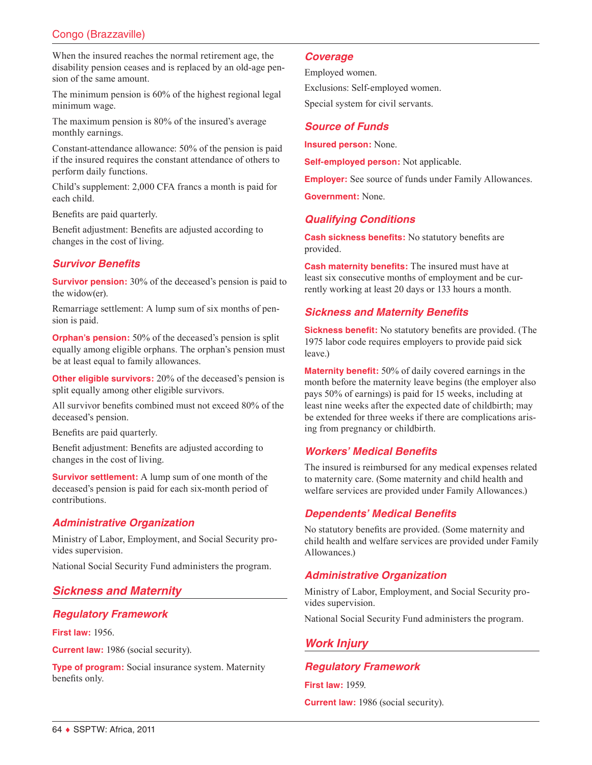When the insured reaches the normal retirement age, the disability pension ceases and is replaced by an old-age pension of the same amount.

The minimum pension is 60% of the highest regional legal minimum wage.

The maximum pension is 80% of the insured's average monthly earnings.

Constant-attendance allowance: 50% of the pension is paid if the insured requires the constant attendance of others to perform daily functions.

Child's supplement: 2,000 CFA francs a month is paid for each child.

Benefits are paid quarterly.

Benefit adjustment: Benefits are adjusted according to changes in the cost of living.

### Survivor Benefits

**Survivor pension:** 30% of the deceased's pension is paid to the widow(er).

Remarriage settlement: A lump sum of six months of pension is paid.

**Orphan's pension:** 50% of the deceased's pension is split equally among eligible orphans. The orphan's pension must be at least equal to family allowances.

**Other eligible survivors:** 20% of the deceased's pension is split equally among other eligible survivors.

All survivor benefits combined must not exceed 80% of the deceased's pension.

Benefits are paid quarterly.

Benefit adjustment: Benefits are adjusted according to changes in the cost of living.

**Survivor settlement:** A lump sum of one month of the deceased's pension is paid for each six-month period of contributions.

### Administrative Organization

Ministry of Labor, Employment, and Social Security provides supervision.

National Social Security Fund administers the program.

## Sickness and Maternity

### Regulatory Framework

**First law:** 1956.

**Current law:** 1986 (social security).

**Type of program:** Social insurance system. Maternity benefits only.

### Coverage

Employed women.

Exclusions: Self-employed women.

Special system for civil servants.

### Source of Funds

**Insured person:** None.

**Self-employed person:** Not applicable.

**Employer:** See source of funds under Family Allowances.

**Government:** None.

### Qualifying Conditions

**Cash sickness benefits:** No statutory benefits are provided.

**Cash maternity benefits:** The insured must have at least six consecutive months of employment and be currently working at least 20 days or 133 hours a month.

### Sickness and Maternity Benefits

**Sickness benefit:** No statutory benefits are provided. (The 1975 labor code requires employers to provide paid sick leave.)

**Maternity benefit:** 50% of daily covered earnings in the month before the maternity leave begins (the employer also pays 50% of earnings) is paid for 15 weeks, including at least nine weeks after the expected date of childbirth; may be extended for three weeks if there are complications arising from pregnancy or childbirth.

### Workers' Medical Benefits

The insured is reimbursed for any medical expenses related to maternity care. (Some maternity and child health and welfare services are provided under Family Allowances.)

### Dependents' Medical Benefits

No statutory benefits are provided. (Some maternity and child health and welfare services are provided under Family Allowances.)

### Administrative Organization

Ministry of Labor, Employment, and Social Security provides supervision.

National Social Security Fund administers the program.

## Work Injury

### Regulatory Framework

**First law:** 1959.

**Current law:** 1986 (social security).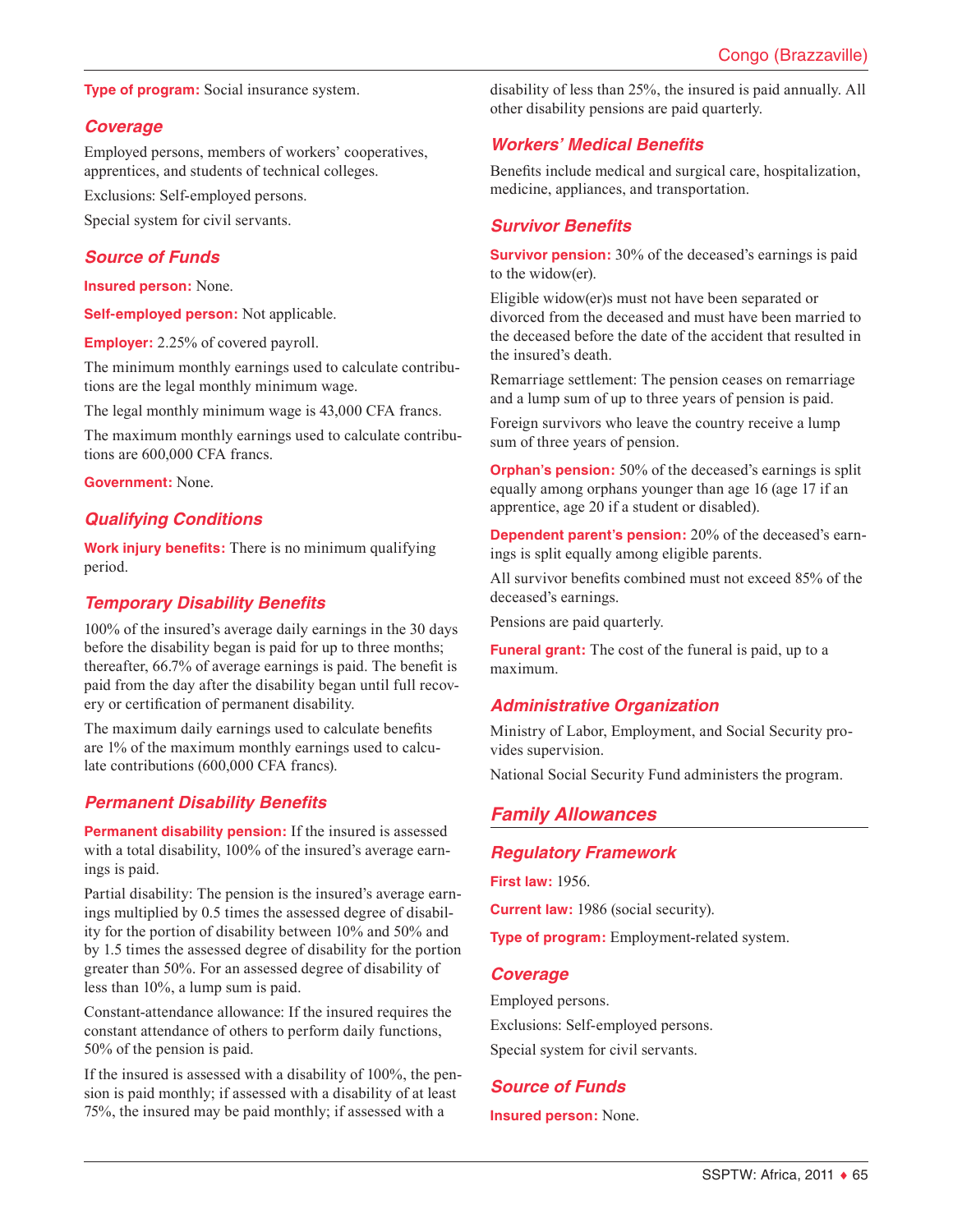**Type of program:** Social insurance system.

### *Coverage*

Employed persons, members of workers' cooperatives, apprentices, and students of technical colleges.

Exclusions: Self-employed persons.

Special system for civil servants.

### *Source of Funds*

**Insured person:** None.

**Self-employed person:** Not applicable.

**Employer:** 2.25% of covered payroll.

The minimum monthly earnings used to calculate contributions are the legal monthly minimum wage.

The legal monthly minimum wage is 43,000 CFA francs.

The maximum monthly earnings used to calculate contributions are 600,000 CFA francs.

**Government:** None.

### *Qualifying Conditions*

**Work injury benefits:** There is no minimum qualifying period.

### *Temporary Disability Benefits*

100% of the insured's average daily earnings in the 30 days before the disability began is paid for up to three months; thereafter, 66.7% of average earnings is paid. The benefit is paid from the day after the disability began until full recovery or certification of permanent disability.

The maximum daily earnings used to calculate benefits are 1% of the maximum monthly earnings used to calculate contributions (600,000 CFA francs).

### *Permanent Disability Benefits*

**Permanent disability pension:** If the insured is assessed with a total disability, 100% of the insured's average earnings is paid.

Partial disability: The pension is the insured's average earnings multiplied by 0.5 times the assessed degree of disability for the portion of disability between 10% and 50% and by 1.5 times the assessed degree of disability for the portion greater than 50%. For an assessed degree of disability of less than 10%, a lump sum is paid.

Constant-attendance allowance: If the insured requires the constant attendance of others to perform daily functions, 50% of the pension is paid.

If the insured is assessed with a disability of 100%, the pension is paid monthly; if assessed with a disability of at least 75%, the insured may be paid monthly; if assessed with a disability of less than 25%, the insured is paid annually. All other disability pensions are paid quarterly.

### *Workers' Medical Benefits*

Benefits include medical and surgical care, hospitalization, medicine, appliances, and transportation.

### *Survivor Benefits*

**Survivor pension:** 30% of the deceased's earnings is paid to the widow(er).

Eligible widow(er)s must not have been separated or divorced from the deceased and must have been married to the deceased before the date of the accident that resulted in the insured's death.

Remarriage settlement: The pension ceases on remarriage and a lump sum of up to three years of pension is paid.

Foreign survivors who leave the country receive a lump sum of three years of pension.

**Orphan's pension:** 50% of the deceased's earnings is split equally among orphans younger than age 16 (age 17 if an apprentice, age 20 if a student or disabled).

**Dependent parent's pension:** 20% of the deceased's earnings is split equally among eligible parents.

All survivor benefits combined must not exceed 85% of the deceased's earnings.

Pensions are paid quarterly.

**Funeral grant:** The cost of the funeral is paid, up to a maximum.

### *Administrative Organization*

Ministry of Labor, Employment, and Social Security provides supervision.

National Social Security Fund administers the program.

## *Family Allowances*

### *Regulatory Framework*

**First law:** 1956.

**Current law:** 1986 (social security).

**Type of program:** Employment-related system.

### *Coverage*

Employed persons.

Exclusions: Self-employed persons.

Special system for civil servants.

### *Source of Funds*

**Insured person:** None.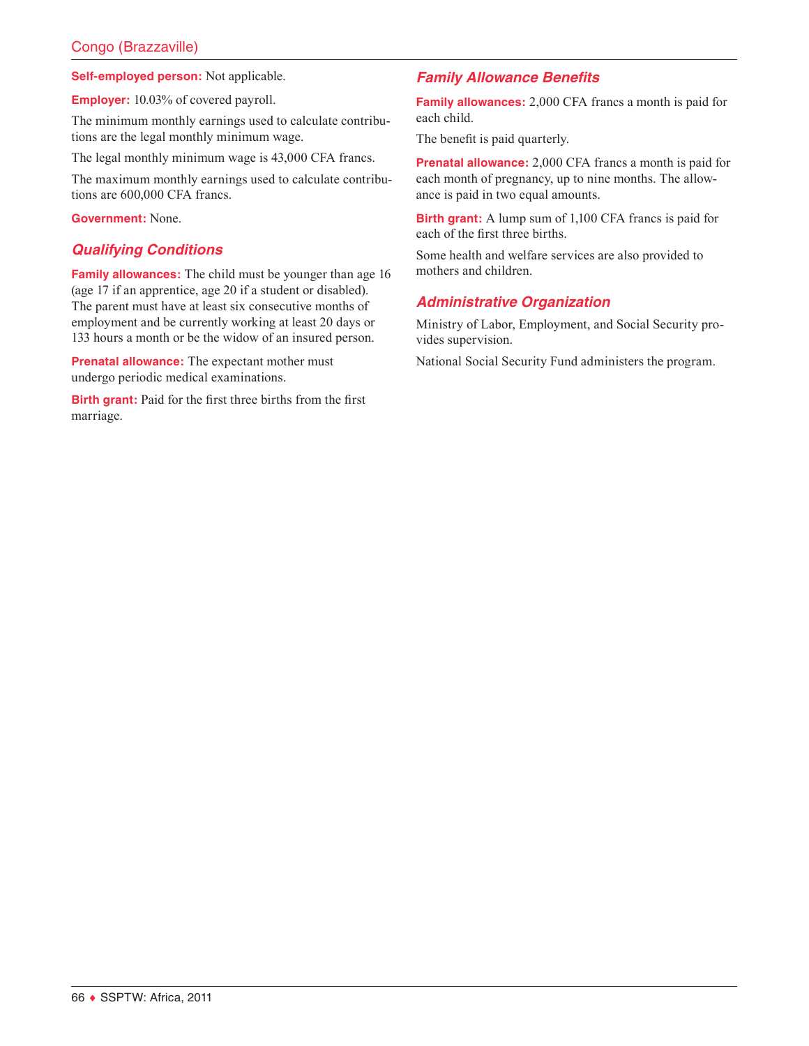**Self-employed person:** Not applicable.

**Employer:** 10.03% of covered payroll.

The minimum monthly earnings used to calculate contributions are the legal monthly minimum wage.

The legal monthly minimum wage is 43,000 CFA francs.

The maximum monthly earnings used to calculate contributions are 600,000 CFA francs.

**Government:** None.

### *Qualifying Conditions*

**Family allowances:** The child must be younger than age 16 (age 17 if an apprentice, age 20 if a student or disabled). The parent must have at least six consecutive months of employment and be currently working at least 20 days or 133 hours a month or be the widow of an insured person.

**Prenatal allowance:** The expectant mother must undergo periodic medical examinations.

**Birth grant:** Paid for the first three births from the first marriage.

### *Family Allowance Benefits*

**Family allowances:** 2,000 CFA francs a month is paid for each child.

The benefit is paid quarterly.

**Prenatal allowance:** 2,000 CFA francs a month is paid for each month of pregnancy, up to nine months. The allowance is paid in two equal amounts.

**Birth grant:** A lump sum of 1,100 CFA francs is paid for each of the first three births.

Some health and welfare services are also provided to mothers and children.

### *Administrative Organization*

Ministry of Labor, Employment, and Social Security provides supervision.

National Social Security Fund administers the program.